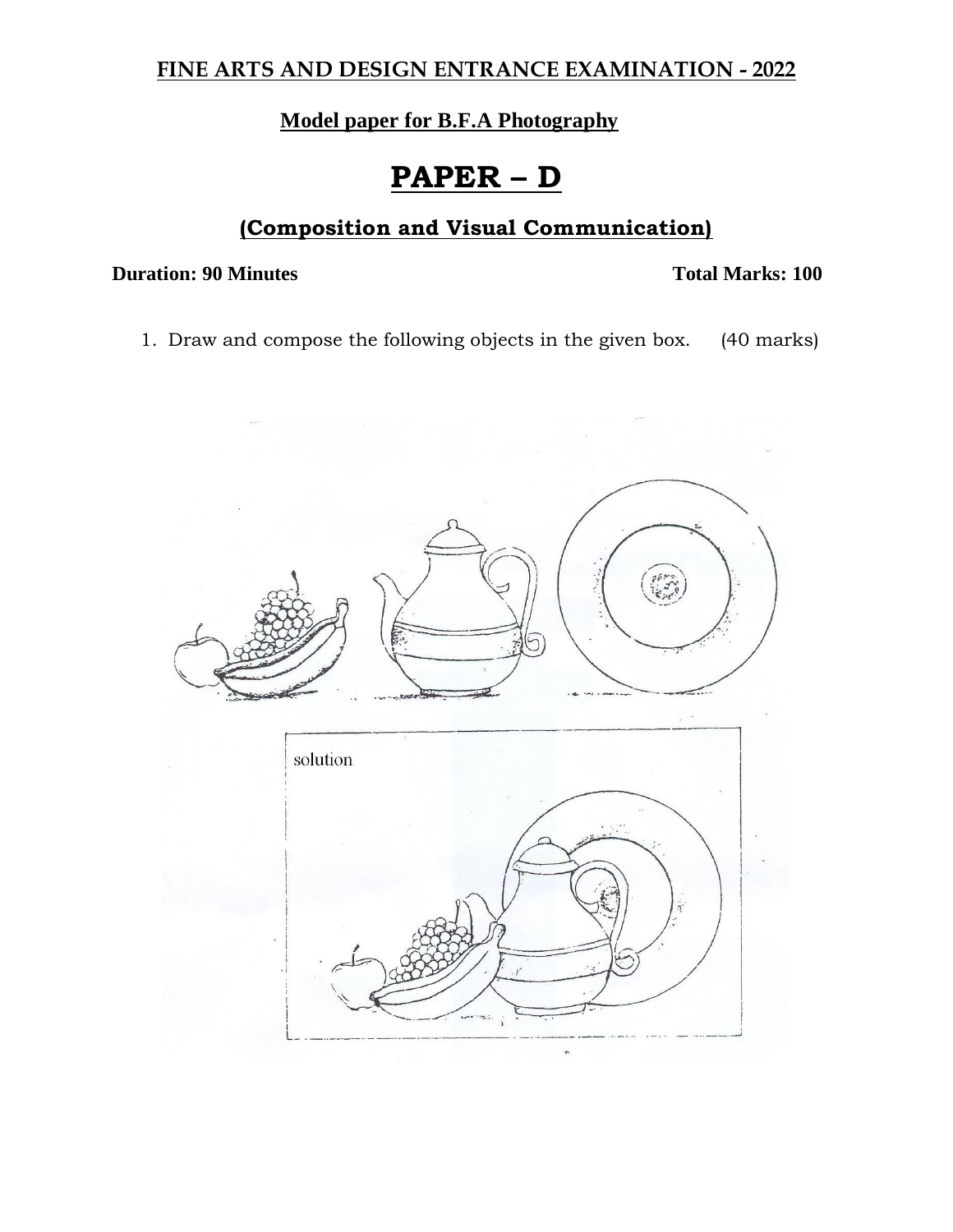# FINE ARTS AND DESIGN ENTRANCE EXAMINATION - 2022

## Model paper for B.F.A Photography

# PAPER – D

## (Composition and Visual Communication)

**Duration: 90 Minutes** **Total Marks: 100**

1. Draw and compose the following objects in the given box. (40 marks)

solution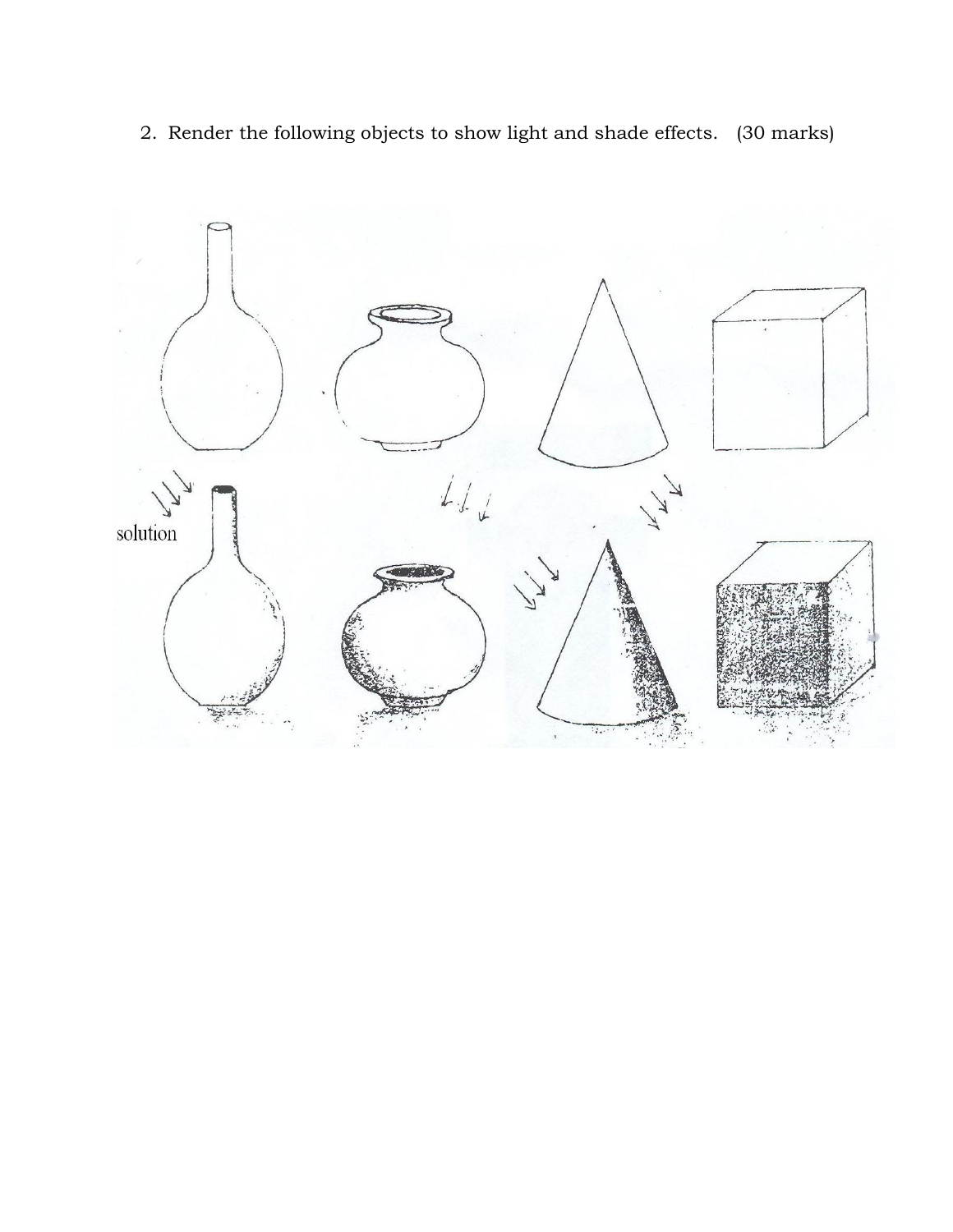2. Render the following objects to show light and shade effects. (30 marks)

solution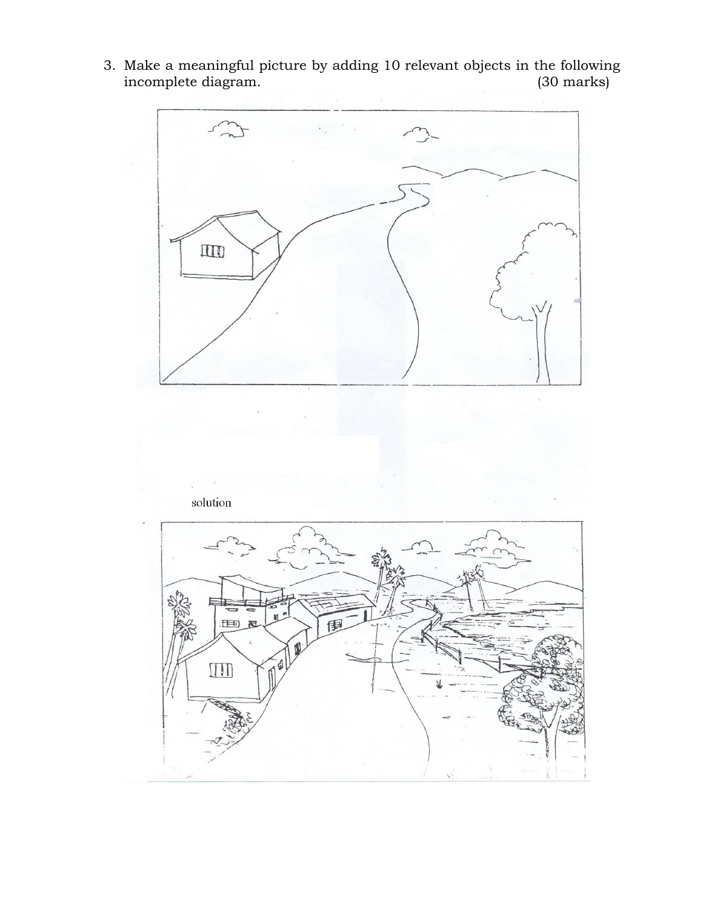3. Make a meaningful picture by adding 10 relevant objects in the following incomplete diagram. (30 marks)

solution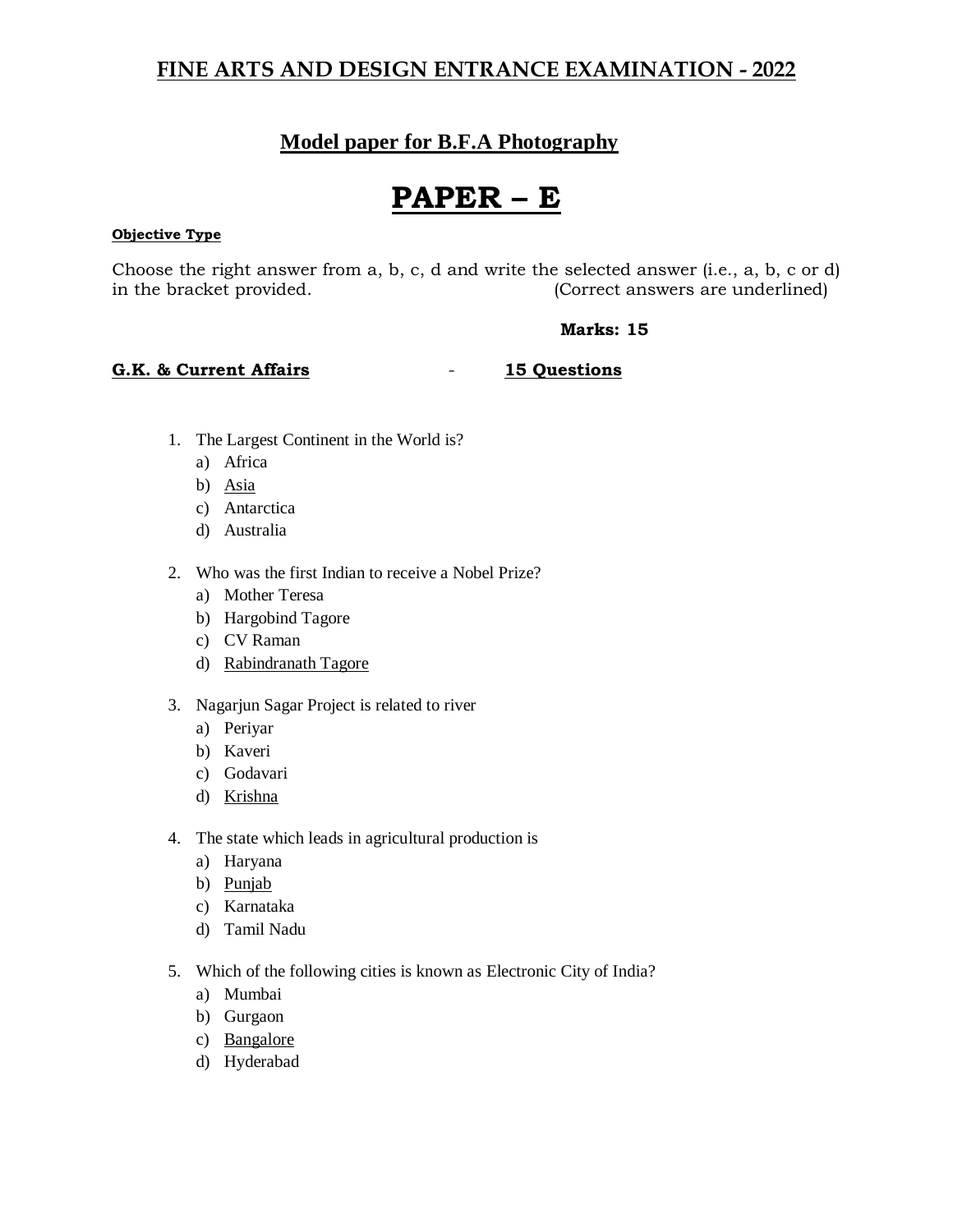# FINE ARTS AND DESIGN ENTRANCE EXAMINATION - 2022

## Model paper for B.F.A Photography

# PAPER – E

**Objective Type**

Choose the right answer from a, b, c, d and write the selected answer (i.e., a, b, c or d) in the bracket provided. (Correct answers are underlined)

**Marks: 15**

**G.K. & Current Affairs** - **15 Questions**

1. The Largest Continent in the World is?
   a) Africa
   b) <u>Asia</u>
   c) Antarctica
   d) Australia

2. Who was the first Indian to receive a Nobel Prize?
   a) Mother Teresa
   b) Hargobind Tagore
   c) CV Raman
   d) <u>Rabindranath Tagore</u>

3. Nagarjun Sagar Project is related to river
   a) Periyar
   b) Kaveri
   c) Godavari
   d) <u>Krishna</u>

4. The state which leads in agricultural production is
   a) Haryana
   b) <u>Punjab</u>
   c) Karnataka
   d) Tamil Nadu

5. Which of the following cities is known as Electronic City of India?
   a) Mumbai
   b) Gurgaon
   c) <u>Bangalore</u>
   d) Hyderabad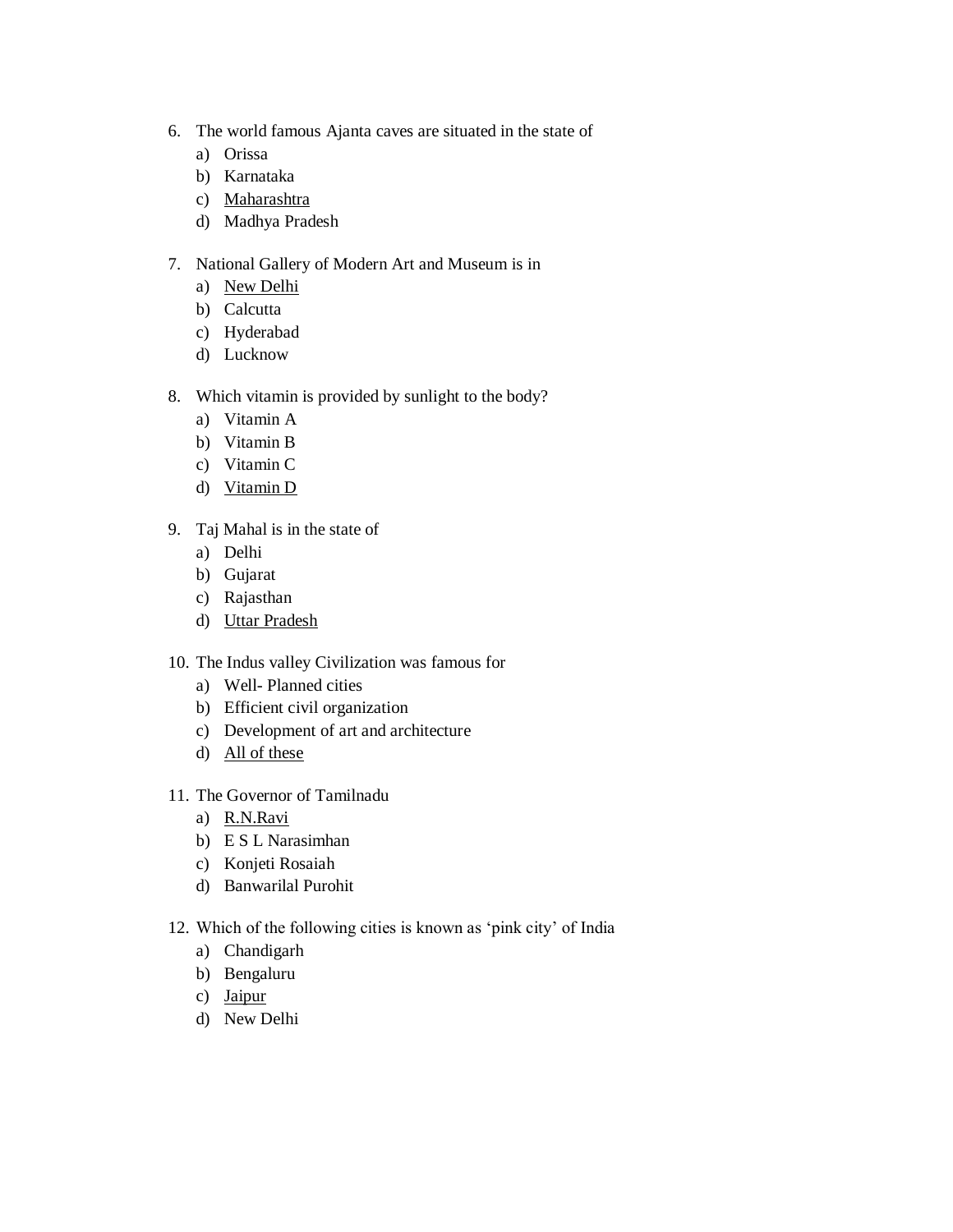6. The world famous Ajanta caves are situated in the state of
   a) Orissa
   b) Karnataka
   c) <u>Maharashtra</u>
   d) Madhya Pradesh

7. National Gallery of Modern Art and Museum is in
   a) <u>New Delhi</u>
   b) Calcutta
   c) Hyderabad
   d) Lucknow

8. Which vitamin is provided by sunlight to the body?
   a) Vitamin A
   b) Vitamin B
   c) Vitamin C
   d) <u>Vitamin D</u>

9. Taj Mahal is in the state of
   a) Delhi
   b) Gujarat
   c) Rajasthan
   d) <u>Uttar Pradesh</u>

10. The Indus valley Civilization was famous for
    a) Well- Planned cities
    b) Efficient civil organization
    c) Development of art and architecture
    d) <u>All of these</u>

11. The Governor of Tamilnadu
    a) <u>R.N.Ravi</u>
    b) E S L Narasimhan
    c) Konjeti Rosaiah
    d) Banwarilal Purohit

12. Which of the following cities is known as 'pink city' of India
    a) Chandigarh
    b) Bengaluru
    c) <u>Jaipur</u>
    d) New Delhi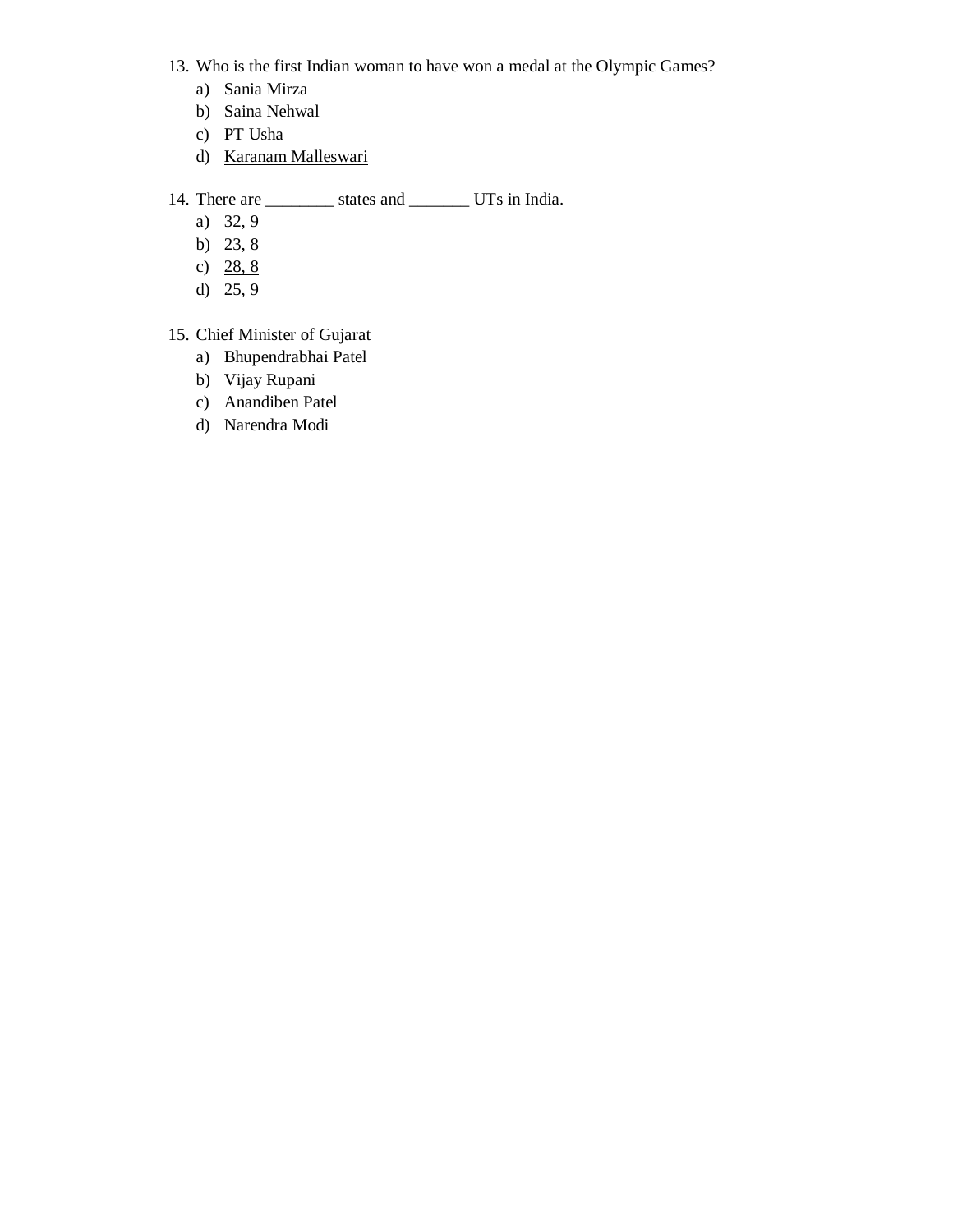13. Who is the first Indian woman to have won a medal at the Olympic Games?
    a) Sania Mirza
    b) Saina Nehwal
    c) PT Usha
    d) <u>Karanam Malleswari</u>

14. There are ________ states and _______ UTs in India.
    a) 32, 9
    b) 23, 8
    c) <u>28, 8</u>
    d) 25, 9

15. Chief Minister of Gujarat
    a) <u>Bhupendrabhai Patel</u>
    b) Vijay Rupani
    c) Anandiben Patel
    d) Narendra Modi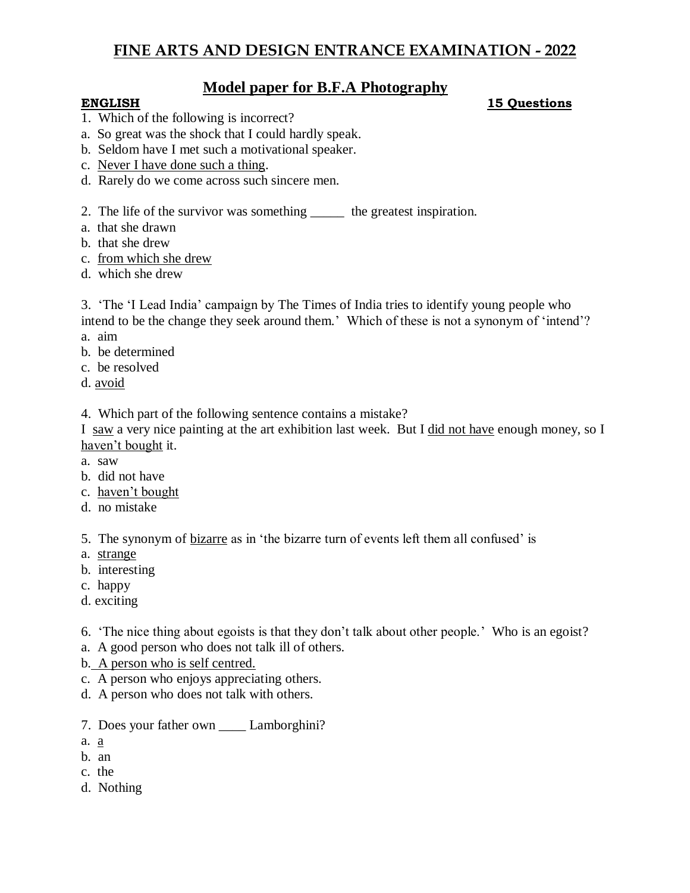# FINE ARTS AND DESIGN ENTRANCE EXAMINATION - 2022

## Model paper for B.F.A Photography

**ENGLISH** **15 Questions**

1. Which of the following is incorrect?
a. So great was the shock that I could hardly speak.
b. Seldom have I met such a motivational speaker.
c. <u>Never I have done such a thing</u>.
d. Rarely do we come across such sincere men.

2. The life of the survivor was something _____ the greatest inspiration.
a. that she drawn
b. that she drew
c. <u>from which she drew</u>
d. which she drew

3. 'The 'I Lead India' campaign by The Times of India tries to identify young people who intend to be the change they seek around them.' Which of these is not a synonym of 'intend'?
a. aim
b. be determined
c. be resolved
d. <u>avoid</u>

4. Which part of the following sentence contains a mistake?
I <u>saw</u> a very nice painting at the art exhibition last week. But I <u>did not have</u> enough money, so I <u>haven't bought</u> it.
a. saw
b. did not have
c. <u>haven't bought</u>
d. no mistake

5. The synonym of <u>bizarre</u> as in 'the bizarre turn of events left them all confused' is
a. <u>strange</u>
b. interesting
c. happy
d. exciting

6. 'The nice thing about egoists is that they don't talk about other people.' Who is an egoist?
a. A good person who does not talk ill of others.
b. <u>A person who is self centred.</u>
c. A person who enjoys appreciating others.
d. A person who does not talk with others.

7. Does your father own ____ Lamborghini?
a. <u>a</u>
b. an
c. the
d. Nothing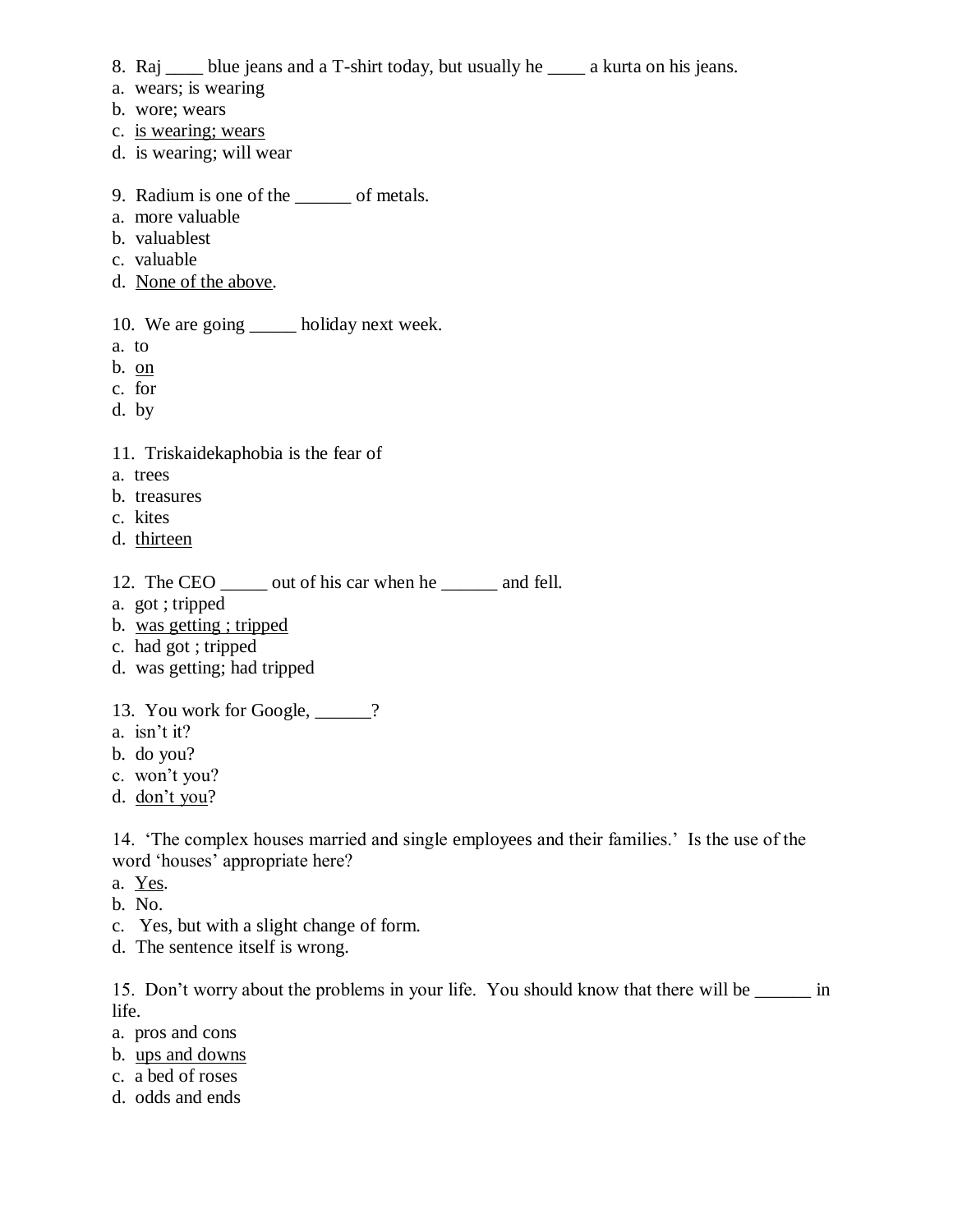8. Raj ____ blue jeans and a T-shirt today, but usually he ____ a kurta on his jeans.

a. wears; is wearing
b. wore; wears
c. <u>is wearing; wears</u>
d. is wearing; will wear

9. Radium is one of the ______ of metals.

a. more valuable
b. valuablest
c. valuable
d. <u>None of the above</u>.

10. We are going _____ holiday next week.

a. to
b. <u>on</u>
c. for
d. by

11. Triskaidekaphobia is the fear of

a. trees
b. treasures
c. kites
d. <u>thirteen</u>

12. The CEO _____ out of his car when he ______ and fell.

a. got ; tripped
b. <u>was getting ; tripped</u>
c. had got ; tripped
d. was getting; had tripped

13. You work for Google, ______?

a. isn't it?
b. do you?
c. won't you?
d. <u>don't you</u>?

14. 'The complex houses married and single employees and their families.' Is the use of the word 'houses' appropriate here?

a. <u>Yes</u>.
b. No.
c. Yes, but with a slight change of form.
d. The sentence itself is wrong.

15. Don't worry about the problems in your life. You should know that there will be ______ in life.

a. pros and cons
b. <u>ups and downs</u>
c. a bed of roses
d. odds and ends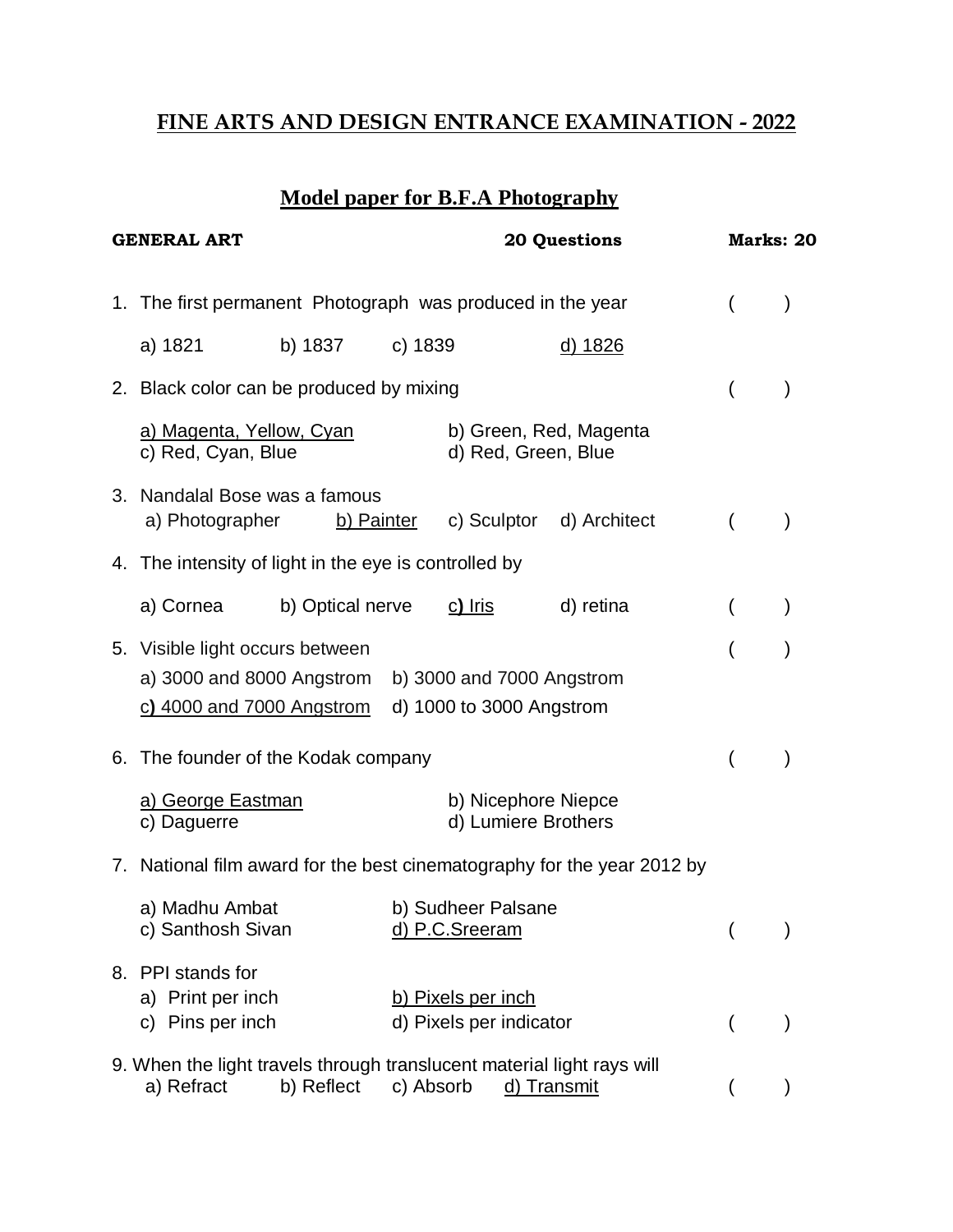# FINE ARTS AND DESIGN ENTRANCE EXAMINATION - 2022

## Model paper for B.F.A Photography

**GENERAL ART** **20 Questions** **Marks: 20**

1. The first permanent Photograph was produced in the year ( )

   a) 1821 b) 1837 c) 1839 d) 1826

2. Black color can be produced by mixing ( )

   a) Magenta, Yellow, Cyan b) Green, Red, Magenta
   c) Red, Cyan, Blue d) Red, Green, Blue

3. Nandalal Bose was a famous
   a) Photographer b) Painter c) Sculptor d) Architect ( )

4. The intensity of light in the eye is controlled by

   a) Cornea b) Optical nerve c) Iris d) retina ( )

5. Visible light occurs between ( )

   a) 3000 and 8000 Angstrom b) 3000 and 7000 Angstrom
   c) 4000 and 7000 Angstrom d) 1000 to 3000 Angstrom

6. The founder of the Kodak company ( )

   a) George Eastman b) Nicephore Niepce
   c) Daguerre d) Lumiere Brothers

7. National film award for the best cinematography for the year 2012 by

   a) Madhu Ambat b) Sudheer Palsane
   c) Santhosh Sivan d) P.C.Sreeram ( )

8. PPI stands for
   a) Print per inch b) Pixels per inch
   c) Pins per inch d) Pixels per indicator ( )

9. When the light travels through translucent material light rays will
   a) Refract b) Reflect c) Absorb d) Transmit ( )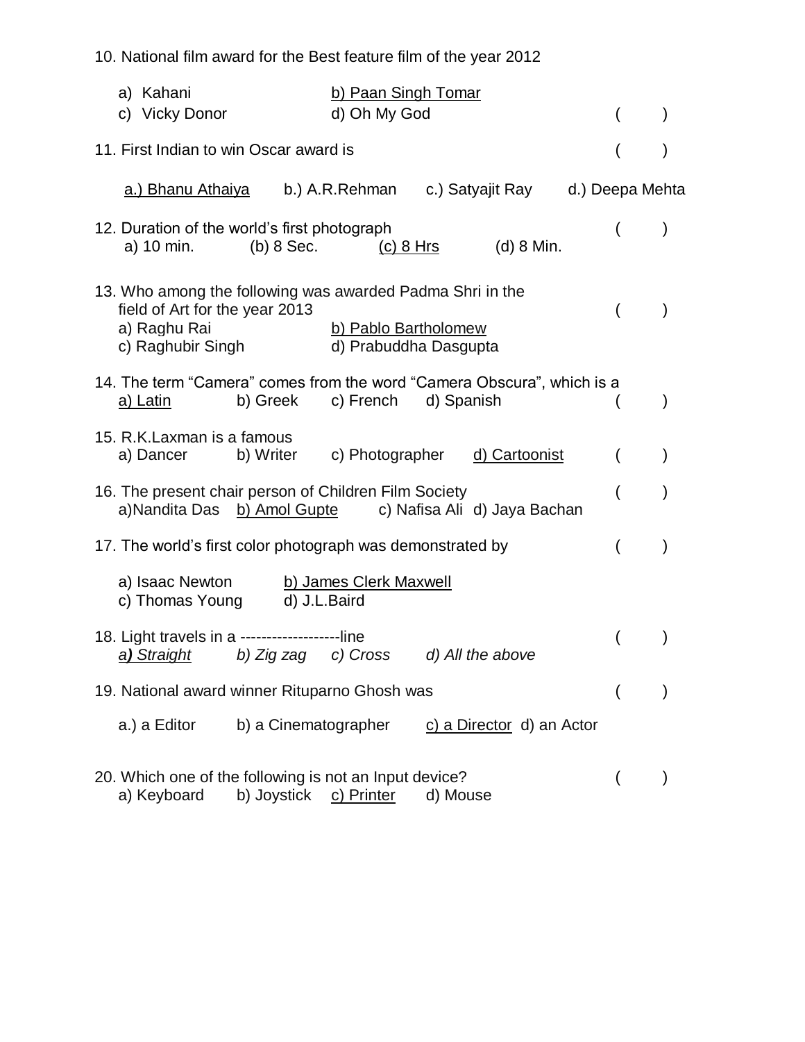10. National film award for the Best feature film of the year 2012

a) Kahani &nbsp;&nbsp;&nbsp;&nbsp; <u>b) Paan Singh Tomar</u>
c) Vicky Donor &nbsp;&nbsp;&nbsp;&nbsp; d) Oh My God &nbsp;&nbsp;&nbsp;&nbsp; ( &nbsp;&nbsp; )

11. First Indian to win Oscar award is &nbsp;&nbsp;&nbsp;&nbsp; ( &nbsp;&nbsp; )

<u>a.) Bhanu Athaiya</u> &nbsp;&nbsp; b.) A.R.Rehman &nbsp;&nbsp; c.) Satyajit Ray &nbsp;&nbsp; d.) Deepa Mehta

12. Duration of the world's first photograph &nbsp;&nbsp;&nbsp;&nbsp; ( &nbsp;&nbsp; )
a) 10 min. &nbsp;&nbsp; (b) 8 Sec. &nbsp;&nbsp; <u>(c) 8 Hrs</u> &nbsp;&nbsp; (d) 8 Min.

13. Who among the following was awarded Padma Shri in the field of Art for the year 2013 &nbsp;&nbsp;&nbsp;&nbsp; ( &nbsp;&nbsp; )
a) Raghu Rai &nbsp;&nbsp;&nbsp;&nbsp; <u>b) Pablo Bartholomew</u>
c) Raghubir Singh &nbsp;&nbsp;&nbsp;&nbsp; d) Prabuddha Dasgupta

14. The term "Camera" comes from the word "Camera Obscura", which is a
<u>a) Latin</u> &nbsp;&nbsp; b) Greek &nbsp;&nbsp; c) French &nbsp;&nbsp; d) Spanish &nbsp;&nbsp;&nbsp;&nbsp; ( &nbsp;&nbsp; )

15. R.K.Laxman is a famous
a) Dancer &nbsp;&nbsp; b) Writer &nbsp;&nbsp; c) Photographer &nbsp;&nbsp; <u>d) Cartoonist</u> &nbsp;&nbsp;&nbsp;&nbsp; ( &nbsp;&nbsp; )

16. The present chair person of Children Film Society &nbsp;&nbsp;&nbsp;&nbsp; ( &nbsp;&nbsp; )
a)Nandita Das &nbsp;&nbsp; <u>b) Amol Gupte</u> &nbsp;&nbsp; c) Nafisa Ali &nbsp; d) Jaya Bachan

17. The world's first color photograph was demonstrated by &nbsp;&nbsp;&nbsp;&nbsp; ( &nbsp;&nbsp; )

a) Isaac Newton &nbsp;&nbsp;&nbsp;&nbsp; <u>b) James Clerk Maxwell</u>
c) Thomas Young &nbsp;&nbsp;&nbsp;&nbsp; d) J.L.Baird

18. Light travels in a -------------------line &nbsp;&nbsp;&nbsp;&nbsp; ( &nbsp;&nbsp; )
*<u>a) Straight</u>* &nbsp;&nbsp; *b) Zig zag* &nbsp;&nbsp; *c) Cross* &nbsp;&nbsp; *d) All the above*

19. National award winner Rituparno Ghosh was &nbsp;&nbsp;&nbsp;&nbsp; ( &nbsp;&nbsp; )

a.) a Editor &nbsp;&nbsp; b) a Cinematographer &nbsp;&nbsp; <u>c) a Director</u> &nbsp; d) an Actor

20. Which one of the following is not an Input device? &nbsp;&nbsp;&nbsp;&nbsp; ( &nbsp;&nbsp; )
a) Keyboard &nbsp;&nbsp; b) Joystick &nbsp;&nbsp; <u>c) Printer</u> &nbsp;&nbsp; d) Mouse